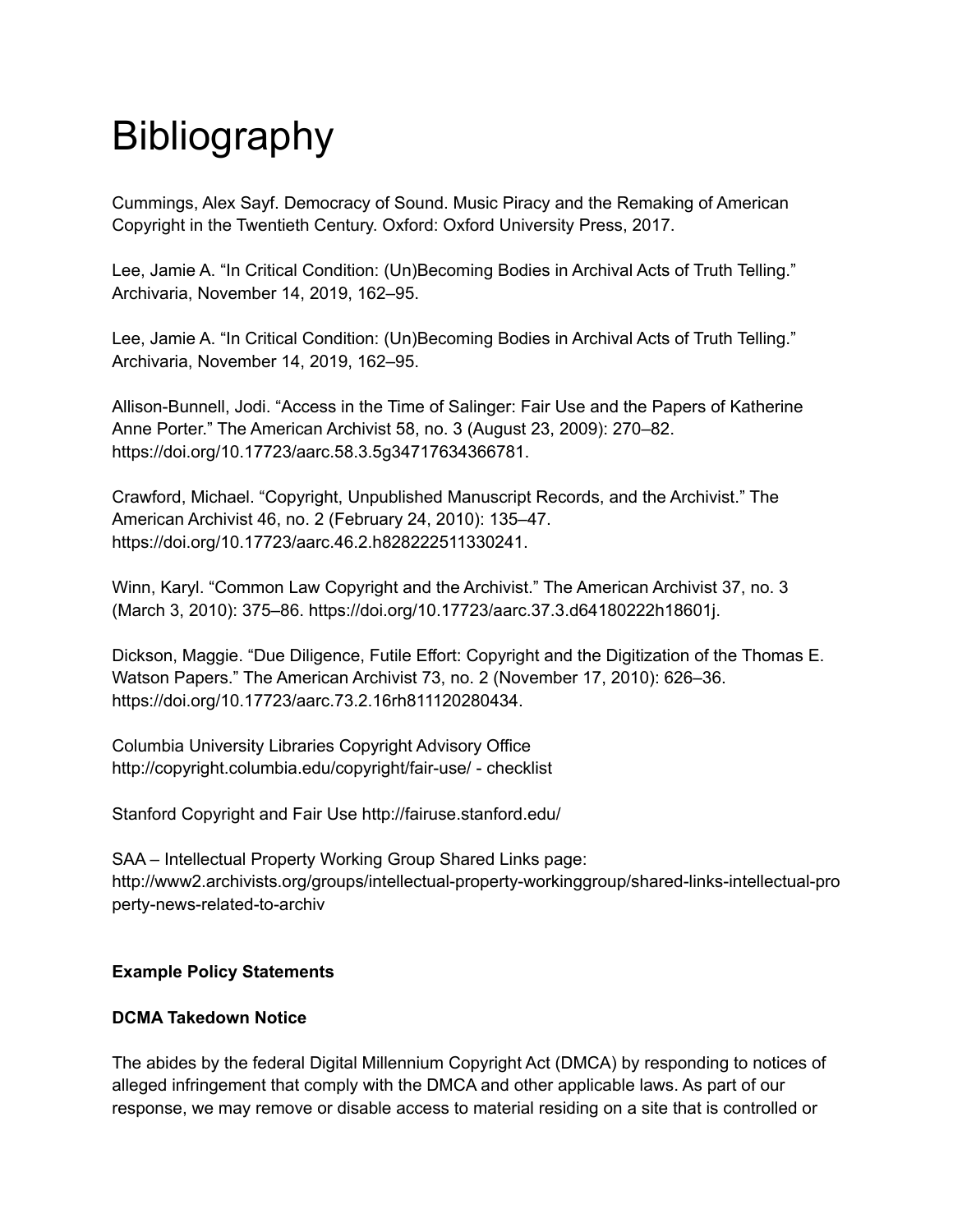# Bibliography

Cummings, Alex Sayf. Democracy of Sound. Music Piracy and the Remaking of American Copyright in the Twentieth Century. Oxford: Oxford University Press, 2017.

Lee, Jamie A. "In Critical Condition: (Un)Becoming Bodies in Archival Acts of Truth Telling." Archivaria, November 14, 2019, 162–95.

Lee, Jamie A. "In Critical Condition: (Un)Becoming Bodies in Archival Acts of Truth Telling." Archivaria, November 14, 2019, 162–95.

Allison-Bunnell, Jodi. "Access in the Time of Salinger: Fair Use and the Papers of Katherine Anne Porter." The American Archivist 58, no. 3 (August 23, 2009): 270–82. https://doi.org/10.17723/aarc.58.3.5g34717634366781.

Crawford, Michael. "Copyright, Unpublished Manuscript Records, and the Archivist." The American Archivist 46, no. 2 (February 24, 2010): 135–47. https://doi.org/10.17723/aarc.46.2.h828222511330241.

Winn, Karyl. "Common Law Copyright and the Archivist." The American Archivist 37, no. 3 (March 3, 2010): 375–86. https://doi.org/10.17723/aarc.37.3.d64180222h18601j.

Dickson, Maggie. "Due Diligence, Futile Effort: Copyright and the Digitization of the Thomas E. Watson Papers." The American Archivist 73, no. 2 (November 17, 2010): 626–36. https://doi.org/10.17723/aarc.73.2.16rh811120280434.

Columbia University Libraries Copyright Advisory Office http://copyright.columbia.edu/copyright/fair-use/ - checklist

Stanford Copyright and Fair Use http://fairuse.stanford.edu/

SAA – Intellectual Property Working Group Shared Links page: http://www2.archivists.org/groups/intellectual-property-workinggroup/shared-links-intellectual-property-news-related-to-archiv

**Example Policy Statements**

**DCMA Takedown Notice**

The abides by the federal Digital Millennium Copyright Act (DMCA) by responding to notices of alleged infringement that comply with the DMCA and other applicable laws. As part of our response, we may remove or disable access to material residing on a site that is controlled or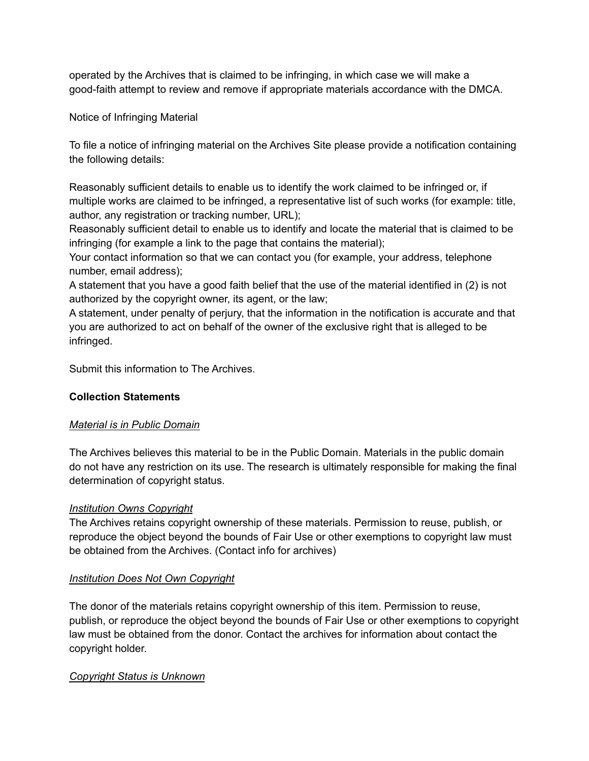operated by the Archives that is claimed to be infringing, in which case we will make a good-faith attempt to review and remove if appropriate materials accordance with the DMCA.

Notice of Infringing Material

To file a notice of infringing material on the Archives Site please provide a notification containing the following details:

Reasonably sufficient details to enable us to identify the work claimed to be infringed or, if multiple works are claimed to be infringed, a representative list of such works (for example: title, author, any registration or tracking number, URL);
Reasonably sufficient detail to enable us to identify and locate the material that is claimed to be infringing (for example a link to the page that contains the material);
Your contact information so that we can contact you (for example, your address, telephone number, email address);
A statement that you have a good faith belief that the use of the material identified in (2) is not authorized by the copyright owner, its agent, or the law;
A statement, under penalty of perjury, that the information in the notification is accurate and that you are authorized to act on behalf of the owner of the exclusive right that is alleged to be infringed.

Submit this information to The Archives.

**Collection Statements**

*Material is in Public Domain*

The Archives believes this material to be in the Public Domain. Materials in the public domain do not have any restriction on its use. The research is ultimately responsible for making the final determination of copyright status.

*Institution Owns Copyright*

The Archives retains copyright ownership of these materials. Permission to reuse, publish, or reproduce the object beyond the bounds of Fair Use or other exemptions to copyright law must be obtained from the Archives. (Contact info for archives)

*Institution Does Not Own Copyright*

The donor of the materials retains copyright ownership of this item. Permission to reuse, publish, or reproduce the object beyond the bounds of Fair Use or other exemptions to copyright law must be obtained from the donor. Contact the archives for information about contact the copyright holder.

*Copyright Status is Unknown*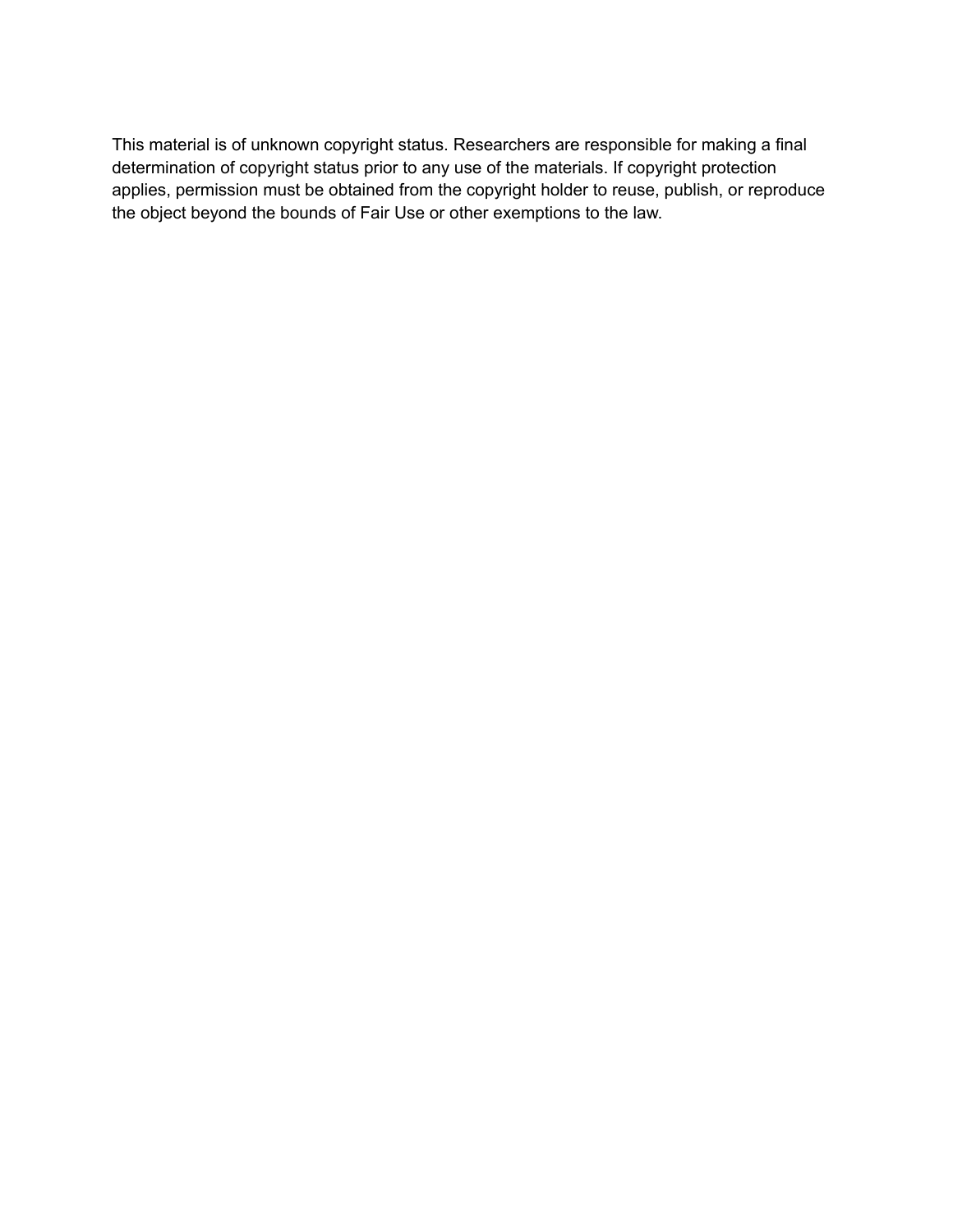This material is of unknown copyright status. Researchers are responsible for making a final determination of copyright status prior to any use of the materials. If copyright protection applies, permission must be obtained from the copyright holder to reuse, publish, or reproduce the object beyond the bounds of Fair Use or other exemptions to the law.